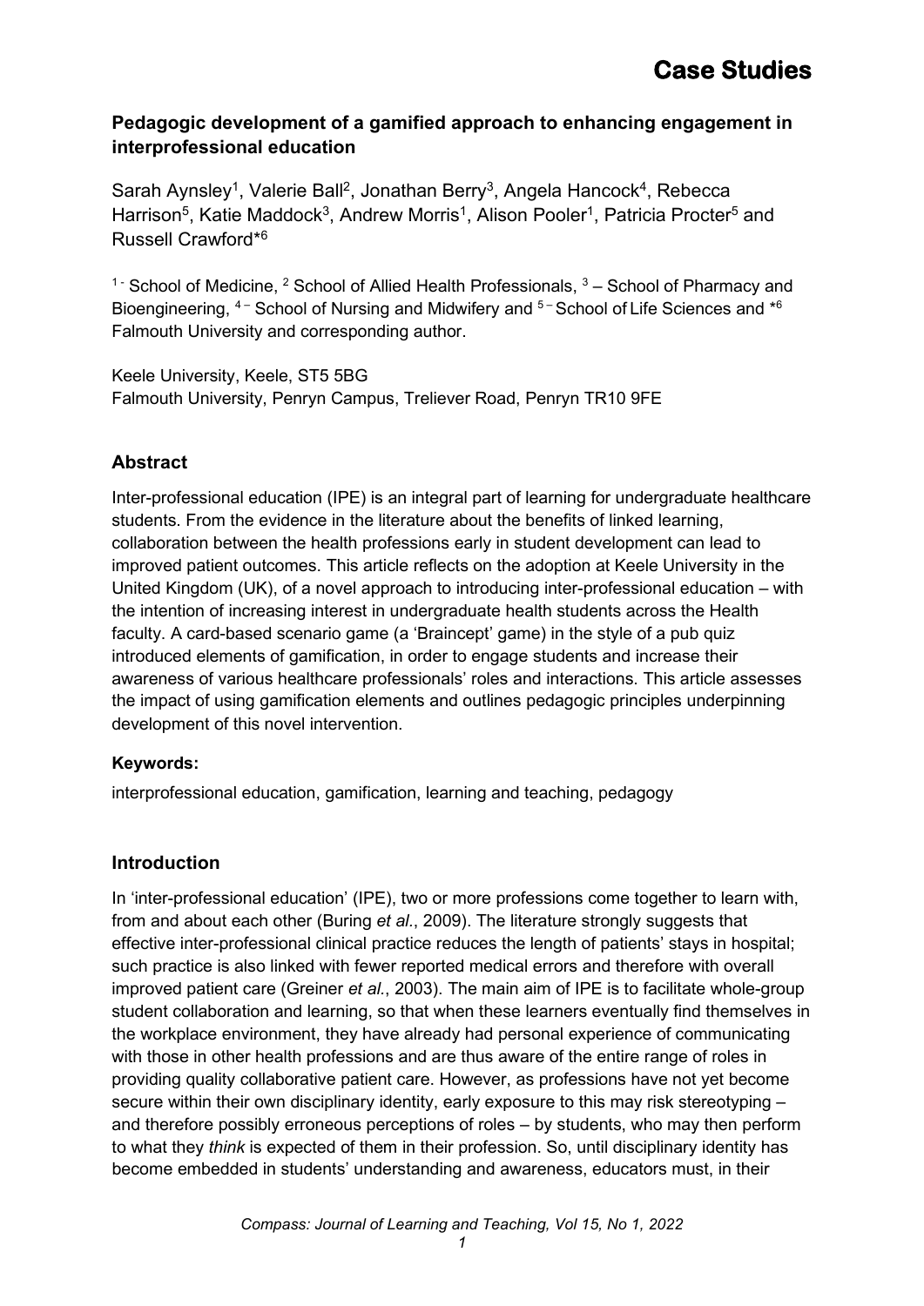# Case Studies

## Pedagogic development of a gamified approach to enhancing engagement in interprofessional education

Sarah Aynsley[1], Valerie Ball[2], Jonathan Berry[3], Angela Hancock[4], Rebecca Harrison[5], Katie Maddock[3], Andrew Morris[1], Alison Pooler[1], Patricia Procter[5] and Russell Crawford*[6]

[1] - School of Medicine, [2] School of Allied Health Professionals, [3] – School of Pharmacy and Bioengineering, [4] – School of Nursing and Midwifery and [5] – School of Life Sciences and *[6] Falmouth University and corresponding author.

Keele University, Keele, ST5 5BG
Falmouth University, Penryn Campus, Treliever Road, Penryn TR10 9FE

### Abstract

Inter-professional education (IPE) is an integral part of learning for undergraduate healthcare students. From the evidence in the literature about the benefits of linked learning, collaboration between the health professions early in student development can lead to improved patient outcomes. This article reflects on the adoption at Keele University in the United Kingdom (UK), of a novel approach to introducing inter-professional education – with the intention of increasing interest in undergraduate health students across the Health faculty. A card-based scenario game (a 'Braincept' game) in the style of a pub quiz introduced elements of gamification, in order to engage students and increase their awareness of various healthcare professionals' roles and interactions. This article assesses the impact of using gamification elements and outlines pedagogic principles underpinning development of this novel intervention.

#### Keywords:

interprofessional education, gamification, learning and teaching, pedagogy

### Introduction

In 'inter-professional education' (IPE), two or more professions come together to learn with, from and about each other (Buring *et al.*, 2009). The literature strongly suggests that effective inter-professional clinical practice reduces the length of patients' stays in hospital; such practice is also linked with fewer reported medical errors and therefore with overall improved patient care (Greiner *et al.*, 2003). The main aim of IPE is to facilitate whole-group student collaboration and learning, so that when these learners eventually find themselves in the workplace environment, they have already had personal experience of communicating with those in other health professions and are thus aware of the entire range of roles in providing quality collaborative patient care. However, as professions have not yet become secure within their own disciplinary identity, early exposure to this may risk stereotyping – and therefore possibly erroneous perceptions of roles – by students, who may then perform to what they *think* is expected of them in their profession. So, until disciplinary identity has become embedded in students' understanding and awareness, educators must, in their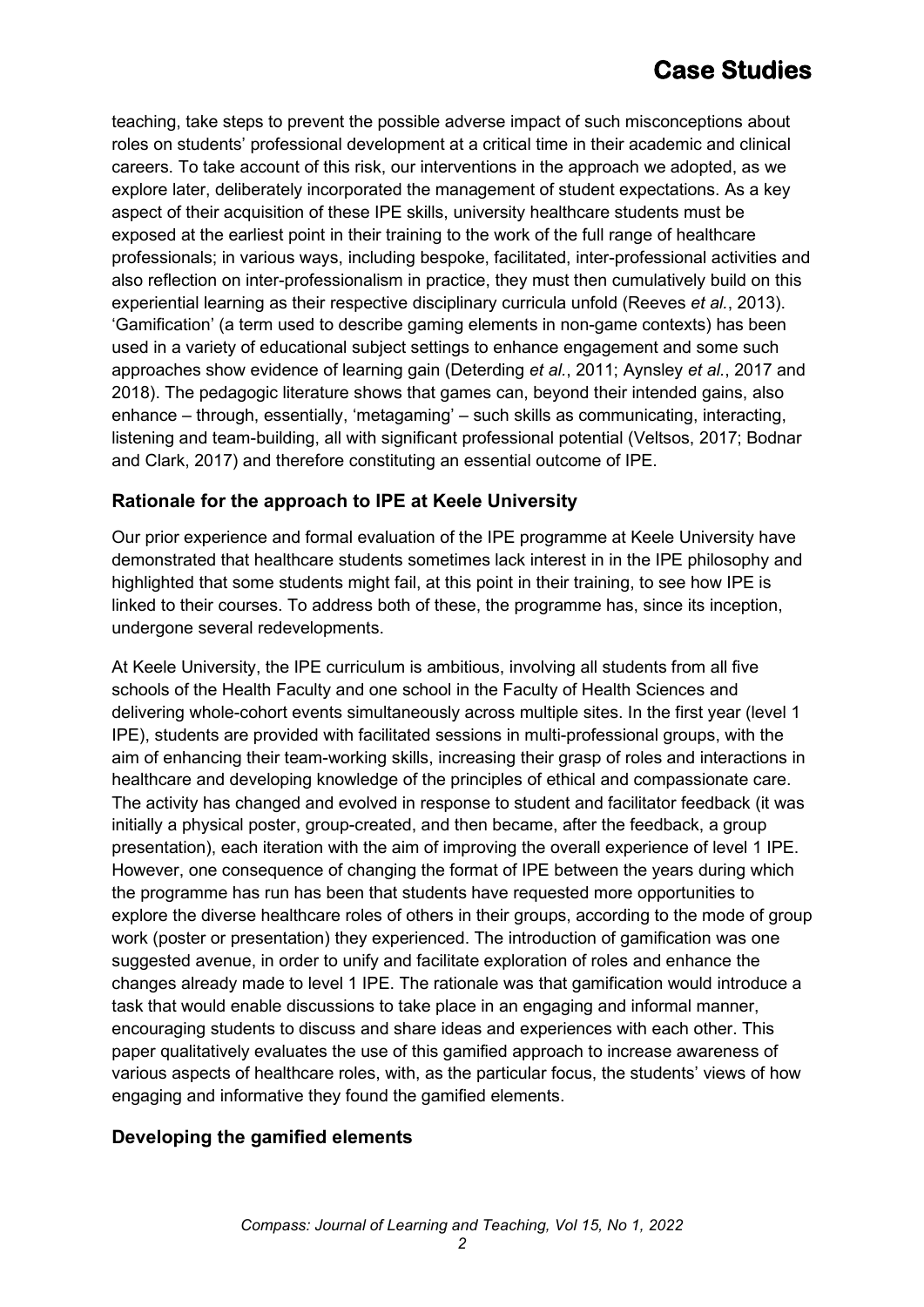teaching, take steps to prevent the possible adverse impact of such misconceptions about roles on students' professional development at a critical time in their academic and clinical careers. To take account of this risk, our interventions in the approach we adopted, as we explore later, deliberately incorporated the management of student expectations. As a key aspect of their acquisition of these IPE skills, university healthcare students must be exposed at the earliest point in their training to the work of the full range of healthcare professionals; in various ways, including bespoke, facilitated, inter-professional activities and also reflection on inter-professionalism in practice, they must then cumulatively build on this experiential learning as their respective disciplinary curricula unfold (Reeves *et al.*, 2013). 'Gamification' (a term used to describe gaming elements in non-game contexts) has been used in a variety of educational subject settings to enhance engagement and some such approaches show evidence of learning gain (Deterding *et al.*, 2011; Aynsley *et al.*, 2017 and 2018). The pedagogic literature shows that games can, beyond their intended gains, also enhance – through, essentially, 'metagaming' – such skills as communicating, interacting, listening and team-building, all with significant professional potential (Veltsos, 2017; Bodnar and Clark, 2017) and therefore constituting an essential outcome of IPE.

## Rationale for the approach to IPE at Keele University

Our prior experience and formal evaluation of the IPE programme at Keele University have demonstrated that healthcare students sometimes lack interest in in the IPE philosophy and highlighted that some students might fail, at this point in their training, to see how IPE is linked to their courses. To address both of these, the programme has, since its inception, undergone several redevelopments.

At Keele University, the IPE curriculum is ambitious, involving all students from all five schools of the Health Faculty and one school in the Faculty of Health Sciences and delivering whole-cohort events simultaneously across multiple sites. In the first year (level 1 IPE), students are provided with facilitated sessions in multi-professional groups, with the aim of enhancing their team-working skills, increasing their grasp of roles and interactions in healthcare and developing knowledge of the principles of ethical and compassionate care. The activity has changed and evolved in response to student and facilitator feedback (it was initially a physical poster, group-created, and then became, after the feedback, a group presentation), each iteration with the aim of improving the overall experience of level 1 IPE. However, one consequence of changing the format of IPE between the years during which the programme has run has been that students have requested more opportunities to explore the diverse healthcare roles of others in their groups, according to the mode of group work (poster or presentation) they experienced. The introduction of gamification was one suggested avenue, in order to unify and facilitate exploration of roles and enhance the changes already made to level 1 IPE. The rationale was that gamification would introduce a task that would enable discussions to take place in an engaging and informal manner, encouraging students to discuss and share ideas and experiences with each other. This paper qualitatively evaluates the use of this gamified approach to increase awareness of various aspects of healthcare roles, with, as the particular focus, the students' views of how engaging and informative they found the gamified elements.

## Developing the gamified elements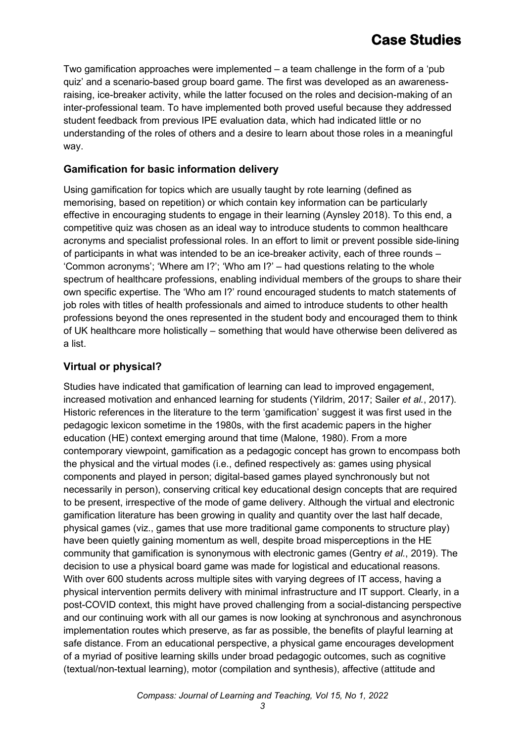Two gamification approaches were implemented – a team challenge in the form of a 'pub quiz' and a scenario-based group board game. The first was developed as an awareness-raising, ice-breaker activity, while the latter focused on the roles and decision-making of an inter-professional team. To have implemented both proved useful because they addressed student feedback from previous IPE evaluation data, which had indicated little or no understanding of the roles of others and a desire to learn about those roles in a meaningful way.

### Gamification for basic information delivery

Using gamification for topics which are usually taught by rote learning (defined as memorising, based on repetition) or which contain key information can be particularly effective in encouraging students to engage in their learning (Aynsley 2018). To this end, a competitive quiz was chosen as an ideal way to introduce students to common healthcare acronyms and specialist professional roles. In an effort to limit or prevent possible side-lining of participants in what was intended to be an ice-breaker activity, each of three rounds – 'Common acronyms'; 'Where am I?'; 'Who am I?' – had questions relating to the whole spectrum of healthcare professions, enabling individual members of the groups to share their own specific expertise. The 'Who am I?' round encouraged students to match statements of job roles with titles of health professionals and aimed to introduce students to other health professions beyond the ones represented in the student body and encouraged them to think of UK healthcare more holistically – something that would have otherwise been delivered as a list.

### Virtual or physical?

Studies have indicated that gamification of learning can lead to improved engagement, increased motivation and enhanced learning for students (Yildrim, 2017; Sailer *et al.*, 2017). Historic references in the literature to the term 'gamification' suggest it was first used in the pedagogic lexicon sometime in the 1980s, with the first academic papers in the higher education (HE) context emerging around that time (Malone, 1980). From a more contemporary viewpoint, gamification as a pedagogic concept has grown to encompass both the physical and the virtual modes (i.e., defined respectively as: games using physical components and played in person; digital-based games played synchronously but not necessarily in person), conserving critical key educational design concepts that are required to be present, irrespective of the mode of game delivery. Although the virtual and electronic gamification literature has been growing in quality and quantity over the last half decade, physical games (viz., games that use more traditional game components to structure play) have been quietly gaining momentum as well, despite broad misperceptions in the HE community that gamification is synonymous with electronic games (Gentry *et al.*, 2019). The decision to use a physical board game was made for logistical and educational reasons. With over 600 students across multiple sites with varying degrees of IT access, having a physical intervention permits delivery with minimal infrastructure and IT support. Clearly, in a post-COVID context, this might have proved challenging from a social-distancing perspective and our continuing work with all our games is now looking at synchronous and asynchronous implementation routes which preserve, as far as possible, the benefits of playful learning at safe distance. From an educational perspective, a physical game encourages development of a myriad of positive learning skills under broad pedagogic outcomes, such as cognitive (textual/non-textual learning), motor (compilation and synthesis), affective (attitude and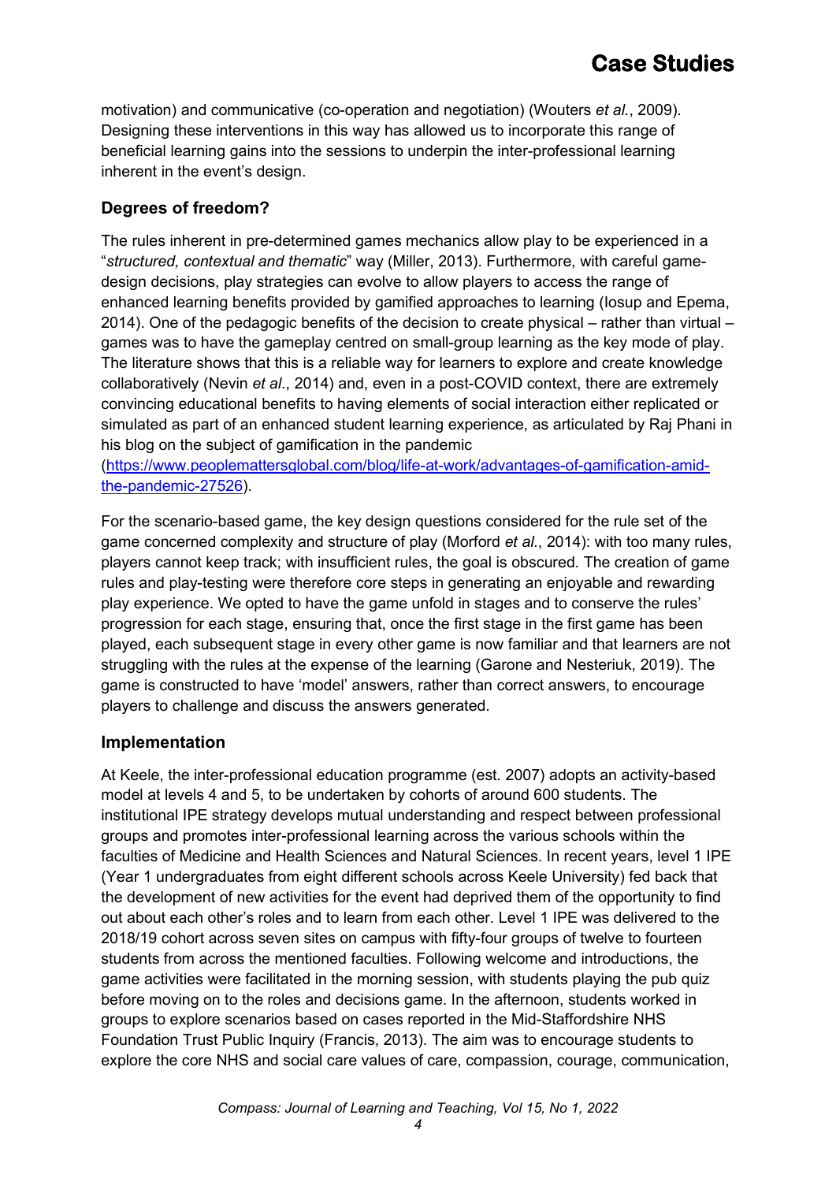motivation) and communicative (co-operation and negotiation) (Wouters *et al.*, 2009). Designing these interventions in this way has allowed us to incorporate this range of beneficial learning gains into the sessions to underpin the inter-professional learning inherent in the event's design.

### Degrees of freedom?

The rules inherent in pre-determined games mechanics allow play to be experienced in a "*structured, contextual and thematic*" way (Miller, 2013). Furthermore, with careful game-design decisions, play strategies can evolve to allow players to access the range of enhanced learning benefits provided by gamified approaches to learning (Iosup and Epema, 2014). One of the pedagogic benefits of the decision to create physical – rather than virtual – games was to have the gameplay centred on small-group learning as the key mode of play. The literature shows that this is a reliable way for learners to explore and create knowledge collaboratively (Nevin *et al.*, 2014) and, even in a post-COVID context, there are extremely convincing educational benefits to having elements of social interaction either replicated or simulated as part of an enhanced student learning experience, as articulated by Raj Phani in his blog on the subject of gamification in the pandemic ([https://www.peoplemattersglobal.com/blog/life-at-work/advantages-of-gamification-amid-the-pandemic-27526](https://www.peoplemattersglobal.com/blog/life-at-work/advantages-of-gamification-amid-the-pandemic-27526)).

For the scenario-based game, the key design questions considered for the rule set of the game concerned complexity and structure of play (Morford *et al.*, 2014): with too many rules, players cannot keep track; with insufficient rules, the goal is obscured. The creation of game rules and play-testing were therefore core steps in generating an enjoyable and rewarding play experience. We opted to have the game unfold in stages and to conserve the rules' progression for each stage, ensuring that, once the first stage in the first game has been played, each subsequent stage in every other game is now familiar and that learners are not struggling with the rules at the expense of the learning (Garone and Nesteriuk, 2019). The game is constructed to have 'model' answers, rather than correct answers, to encourage players to challenge and discuss the answers generated.

### Implementation

At Keele, the inter-professional education programme (est. 2007) adopts an activity-based model at levels 4 and 5, to be undertaken by cohorts of around 600 students. The institutional IPE strategy develops mutual understanding and respect between professional groups and promotes inter-professional learning across the various schools within the faculties of Medicine and Health Sciences and Natural Sciences. In recent years, level 1 IPE (Year 1 undergraduates from eight different schools across Keele University) fed back that the development of new activities for the event had deprived them of the opportunity to find out about each other's roles and to learn from each other. Level 1 IPE was delivered to the 2018/19 cohort across seven sites on campus with fifty-four groups of twelve to fourteen students from across the mentioned faculties. Following welcome and introductions, the game activities were facilitated in the morning session, with students playing the pub quiz before moving on to the roles and decisions game. In the afternoon, students worked in groups to explore scenarios based on cases reported in the Mid-Staffordshire NHS Foundation Trust Public Inquiry (Francis, 2013). The aim was to encourage students to explore the core NHS and social care values of care, compassion, courage, communication,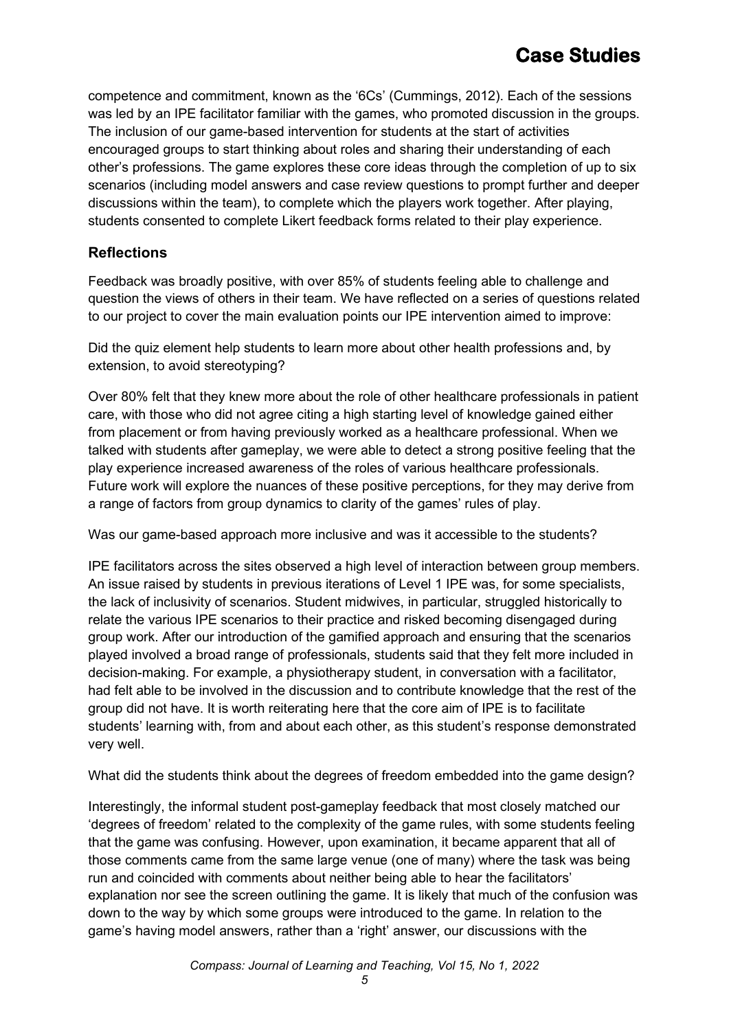competence and commitment, known as the '6Cs' (Cummings, 2012). Each of the sessions was led by an IPE facilitator familiar with the games, who promoted discussion in the groups. The inclusion of our game-based intervention for students at the start of activities encouraged groups to start thinking about roles and sharing their understanding of each other's professions. The game explores these core ideas through the completion of up to six scenarios (including model answers and case review questions to prompt further and deeper discussions within the team), to complete which the players work together. After playing, students consented to complete Likert feedback forms related to their play experience.

### Reflections

Feedback was broadly positive, with over 85% of students feeling able to challenge and question the views of others in their team. We have reflected on a series of questions related to our project to cover the main evaluation points our IPE intervention aimed to improve:

Did the quiz element help students to learn more about other health professions and, by extension, to avoid stereotyping?

Over 80% felt that they knew more about the role of other healthcare professionals in patient care, with those who did not agree citing a high starting level of knowledge gained either from placement or from having previously worked as a healthcare professional. When we talked with students after gameplay, we were able to detect a strong positive feeling that the play experience increased awareness of the roles of various healthcare professionals. Future work will explore the nuances of these positive perceptions, for they may derive from a range of factors from group dynamics to clarity of the games' rules of play.

Was our game-based approach more inclusive and was it accessible to the students?

IPE facilitators across the sites observed a high level of interaction between group members. An issue raised by students in previous iterations of Level 1 IPE was, for some specialists, the lack of inclusivity of scenarios. Student midwives, in particular, struggled historically to relate the various IPE scenarios to their practice and risked becoming disengaged during group work. After our introduction of the gamified approach and ensuring that the scenarios played involved a broad range of professionals, students said that they felt more included in decision-making. For example, a physiotherapy student, in conversation with a facilitator, had felt able to be involved in the discussion and to contribute knowledge that the rest of the group did not have. It is worth reiterating here that the core aim of IPE is to facilitate students' learning with, from and about each other, as this student's response demonstrated very well.

What did the students think about the degrees of freedom embedded into the game design?

Interestingly, the informal student post-gameplay feedback that most closely matched our 'degrees of freedom' related to the complexity of the game rules, with some students feeling that the game was confusing. However, upon examination, it became apparent that all of those comments came from the same large venue (one of many) where the task was being run and coincided with comments about neither being able to hear the facilitators' explanation nor see the screen outlining the game. It is likely that much of the confusion was down to the way by which some groups were introduced to the game. In relation to the game's having model answers, rather than a 'right' answer, our discussions with the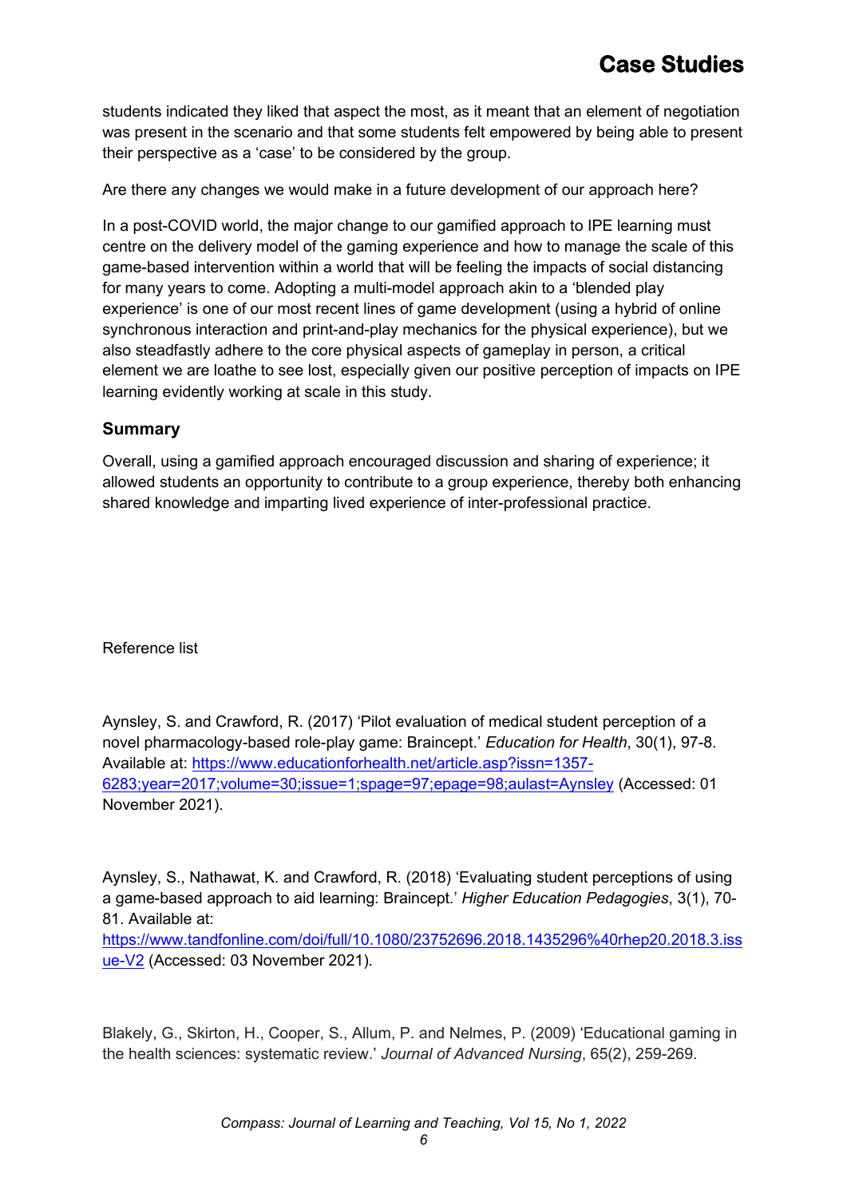students indicated they liked that aspect the most, as it meant that an element of negotiation was present in the scenario and that some students felt empowered by being able to present their perspective as a 'case' to be considered by the group.

Are there any changes we would make in a future development of our approach here?

In a post-COVID world, the major change to our gamified approach to IPE learning must centre on the delivery model of the gaming experience and how to manage the scale of this game-based intervention within a world that will be feeling the impacts of social distancing for many years to come. Adopting a multi-model approach akin to a 'blended play experience' is one of our most recent lines of game development (using a hybrid of online synchronous interaction and print-and-play mechanics for the physical experience), but we also steadfastly adhere to the core physical aspects of gameplay in person, a critical element we are loathe to see lost, especially given our positive perception of impacts on IPE learning evidently working at scale in this study.

### Summary

Overall, using a gamified approach encouraged discussion and sharing of experience; it allowed students an opportunity to contribute to a group experience, thereby both enhancing shared knowledge and imparting lived experience of inter-professional practice.

Reference list

Aynsley, S. and Crawford, R. (2017) 'Pilot evaluation of medical student perception of a novel pharmacology-based role-play game: Braincept.' *Education for Health*, 30(1), 97-8. Available at: https://www.educationforhealth.net/article.asp?issn=1357-6283;year=2017;volume=30;issue=1;spage=97;epage=98;aulast=Aynsley (Accessed: 01 November 2021).

Aynsley, S., Nathawat, K. and Crawford, R. (2018) 'Evaluating student perceptions of using a game-based approach to aid learning: Braincept.' *Higher Education Pedagogies*, 3(1), 70-81. Available at: https://www.tandfonline.com/doi/full/10.1080/23752696.2018.1435296%40rhep20.2018.3.issue-V2 (Accessed: 03 November 2021).

Blakely, G., Skirton, H., Cooper, S., Allum, P. and Nelmes, P. (2009) 'Educational gaming in the health sciences: systematic review.' *Journal of Advanced Nursing*, 65(2), 259-269.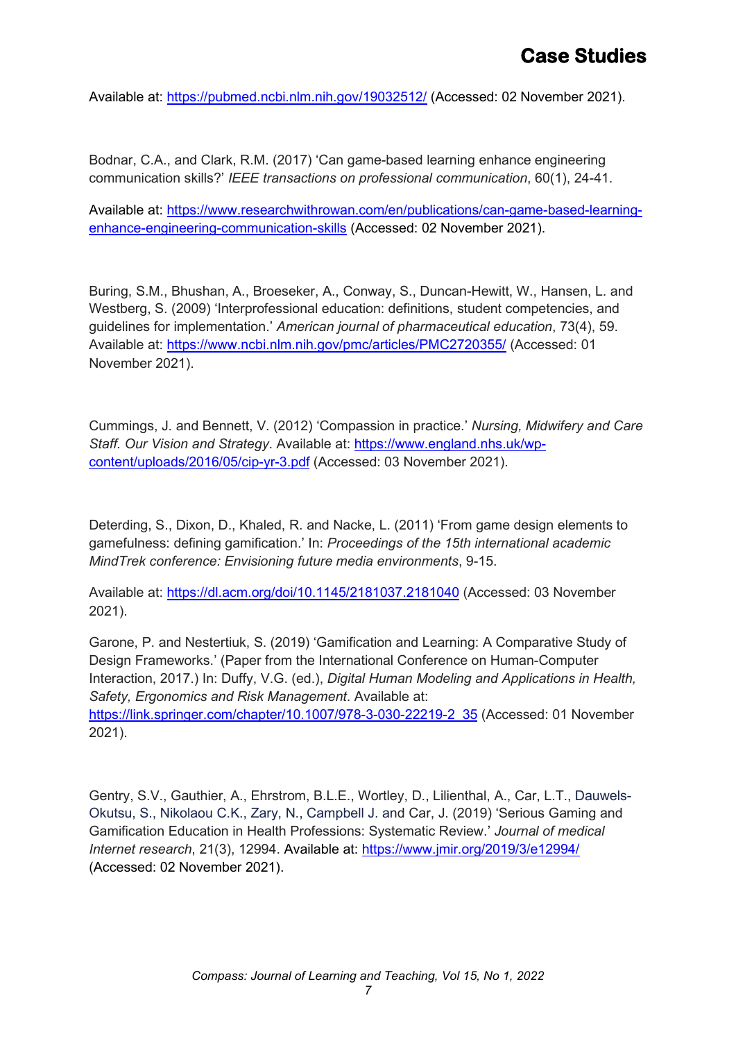Available at: https://pubmed.ncbi.nlm.nih.gov/19032512/ (Accessed: 02 November 2021).

Bodnar, C.A., and Clark, R.M. (2017) 'Can game-based learning enhance engineering communication skills?' *IEEE transactions on professional communication*, 60(1), 24-41.

Available at: https://www.researchwithrowan.com/en/publications/can-game-based-learning-enhance-engineering-communication-skills (Accessed: 02 November 2021).

Buring, S.M., Bhushan, A., Broeseker, A., Conway, S., Duncan-Hewitt, W., Hansen, L. and Westberg, S. (2009) 'Interprofessional education: definitions, student competencies, and guidelines for implementation.' *American journal of pharmaceutical education*, 73(4), 59. Available at: https://www.ncbi.nlm.nih.gov/pmc/articles/PMC2720355/ (Accessed: 01 November 2021).

Cummings, J. and Bennett, V. (2012) 'Compassion in practice.' *Nursing, Midwifery and Care Staff. Our Vision and Strategy*. Available at: https://www.england.nhs.uk/wp-content/uploads/2016/05/cip-yr-3.pdf (Accessed: 03 November 2021).

Deterding, S., Dixon, D., Khaled, R. and Nacke, L. (2011) 'From game design elements to gamefulness: defining gamification.' In: *Proceedings of the 15th international academic MindTrek conference: Envisioning future media environments*, 9-15.

Available at: https://dl.acm.org/doi/10.1145/2181037.2181040 (Accessed: 03 November 2021).

Garone, P. and Nestertiuk, S. (2019) 'Gamification and Learning: A Comparative Study of Design Frameworks.' (Paper from the International Conference on Human-Computer Interaction, 2017.) In: Duffy, V.G. (ed.), *Digital Human Modeling and Applications in Health, Safety, Ergonomics and Risk Management*. Available at: https://link.springer.com/chapter/10.1007/978-3-030-22219-2_35 (Accessed: 01 November 2021).

Gentry, S.V., Gauthier, A., Ehrstrom, B.L.E., Wortley, D., Lilienthal, A., Car, L.T., Dauwels-Okutsu, S., Nikolaou C.K., Zary, N., Campbell J. and Car, J. (2019) 'Serious Gaming and Gamification Education in Health Professions: Systematic Review.' *Journal of medical Internet research*, 21(3), 12994. Available at: https://www.jmir.org/2019/3/e12994/ (Accessed: 02 November 2021).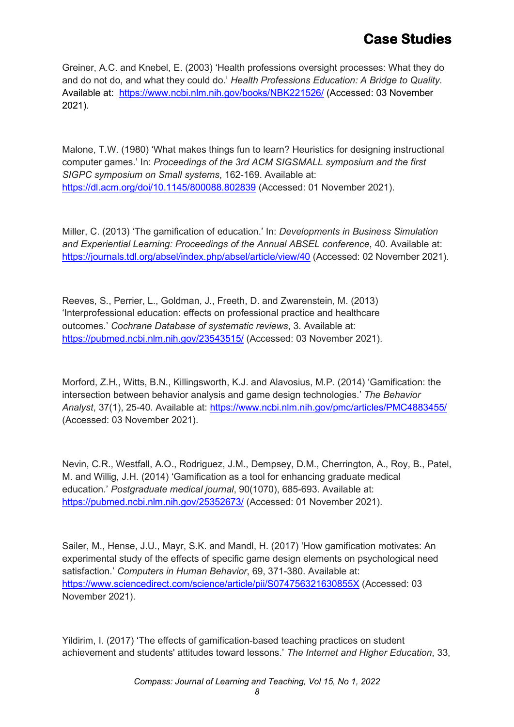Greiner, A.C. and Knebel, E. (2003) 'Health professions oversight processes: What they do and do not do, and what they could do.' *Health Professions Education: A Bridge to Quality*. Available at: https://www.ncbi.nlm.nih.gov/books/NBK221526/ (Accessed: 03 November 2021).

Malone, T.W. (1980) 'What makes things fun to learn? Heuristics for designing instructional computer games.' In: *Proceedings of the 3rd ACM SIGSMALL symposium and the first SIGPC symposium on Small systems*, 162-169. Available at: https://dl.acm.org/doi/10.1145/800088.802839 (Accessed: 01 November 2021).

Miller, C. (2013) 'The gamification of education.' In: *Developments in Business Simulation and Experiential Learning: Proceedings of the Annual ABSEL conference*, 40. Available at: https://journals.tdl.org/absel/index.php/absel/article/view/40 (Accessed: 02 November 2021).

Reeves, S., Perrier, L., Goldman, J., Freeth, D. and Zwarenstein, M. (2013) 'Interprofessional education: effects on professional practice and healthcare outcomes.' *Cochrane Database of systematic reviews*, 3. Available at: https://pubmed.ncbi.nlm.nih.gov/23543515/ (Accessed: 03 November 2021).

Morford, Z.H., Witts, B.N., Killingsworth, K.J. and Alavosius, M.P. (2014) 'Gamification: the intersection between behavior analysis and game design technologies.' *The Behavior Analyst*, 37(1), 25-40. Available at: https://www.ncbi.nlm.nih.gov/pmc/articles/PMC4883455/ (Accessed: 03 November 2021).

Nevin, C.R., Westfall, A.O., Rodriguez, J.M., Dempsey, D.M., Cherrington, A., Roy, B., Patel, M. and Willig, J.H. (2014) 'Gamification as a tool for enhancing graduate medical education.' *Postgraduate medical journal*, 90(1070), 685-693. Available at: https://pubmed.ncbi.nlm.nih.gov/25352673/ (Accessed: 01 November 2021).

Sailer, M., Hense, J.U., Mayr, S.K. and Mandl, H. (2017) 'How gamification motivates: An experimental study of the effects of specific game design elements on psychological need satisfaction.' *Computers in Human Behavior*, 69, 371-380. Available at: https://www.sciencedirect.com/science/article/pii/S074756321630855X (Accessed: 03 November 2021).

Yildirim, I. (2017) 'The effects of gamification-based teaching practices on student achievement and students' attitudes toward lessons.' *The Internet and Higher Education*, 33,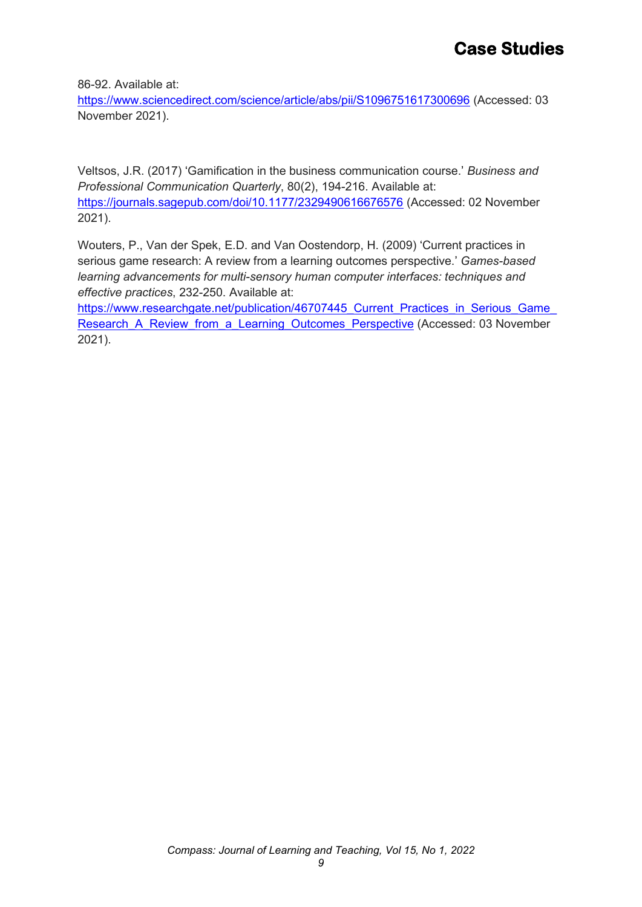86-92. Available at: https://www.sciencedirect.com/science/article/abs/pii/S1096751617300696 (Accessed: 03 November 2021).

Veltsos, J.R. (2017) 'Gamification in the business communication course.' *Business and Professional Communication Quarterly*, 80(2), 194-216. Available at: https://journals.sagepub.com/doi/10.1177/2329490616676576 (Accessed: 02 November 2021).

Wouters, P., Van der Spek, E.D. and Van Oostendorp, H. (2009) 'Current practices in serious game research: A review from a learning outcomes perspective.' *Games-based learning advancements for multi-sensory human computer interfaces: techniques and effective practices*, 232-250. Available at: https://www.researchgate.net/publication/46707445_Current_Practices_in_Serious_Game_Research_A_Review_from_a_Learning_Outcomes_Perspective (Accessed: 03 November 2021).